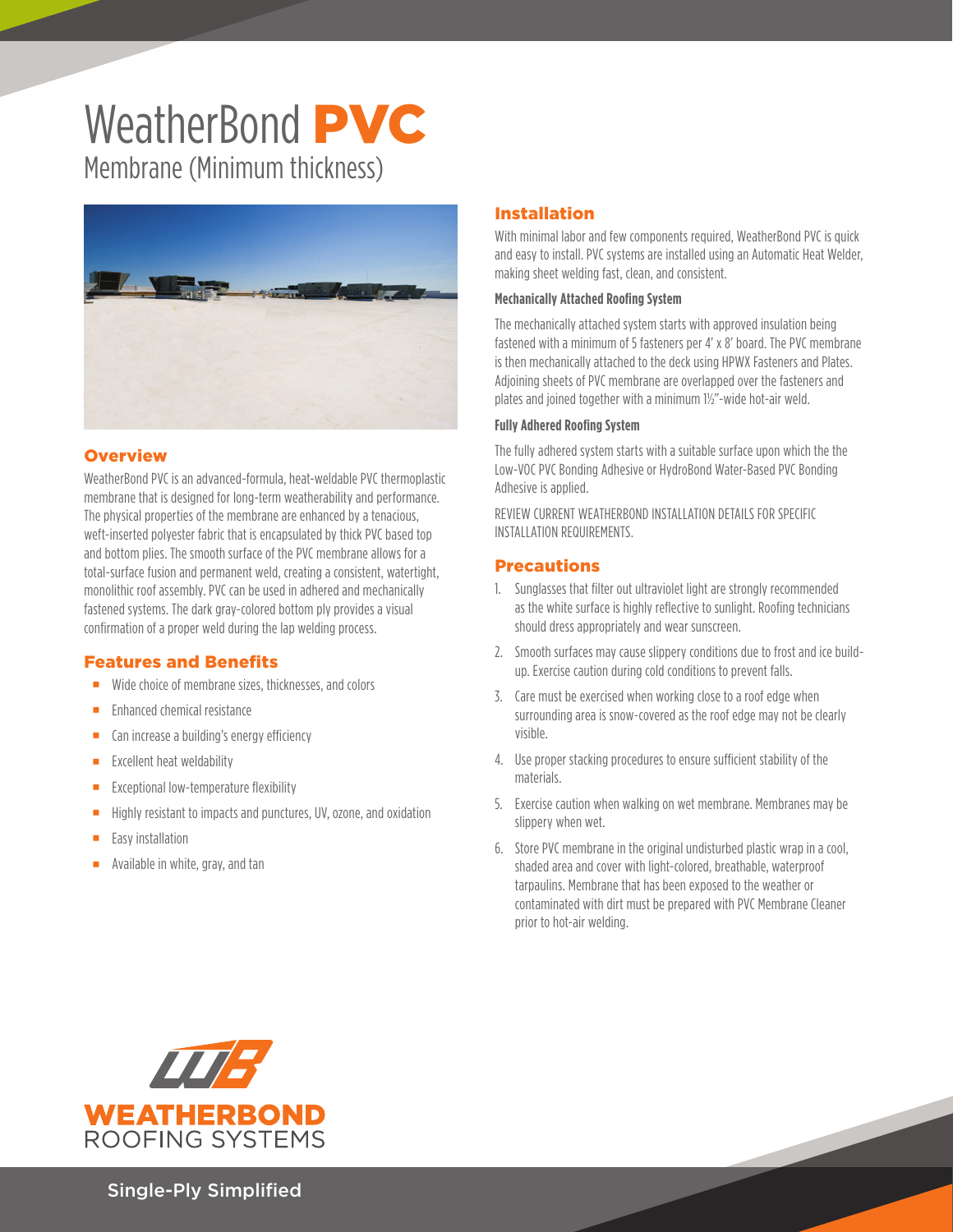# WeatherBond PVC

## Membrane (Minimum thickness)

## Overview

WeatherBond PVC is an advanced-formula, heat-weldable PVC thermoplastic membrane that is designed for long-term weatherability and performance. The physical properties of the membrane are enhanced by a tenacious, weft-inserted polyester fabric that is encapsulated by thick PVC based top and bottom plies. The smooth surface of the PVC membrane allows for a total-surface fusion and permanent weld, creating a consistent, watertight, monolithic roof assembly. PVC can be used in adhered and mechanically fastened systems. The dark gray-colored bottom ply provides a visual confirmation of a proper weld during the lap welding process.

## Features and Benefits

- Wide choice of membrane sizes, thicknesses, and colors
- Enhanced chemical resistance
- Can increase a building's energy efficiency
- Excellent heat weldability
- Exceptional low-temperature flexibility
- Highly resistant to impacts and punctures, UV, ozone, and oxidation
- Easy installation
- Available in white, gray, and tan

## Installation

With minimal labor and few components required, WeatherBond PVC is quick and easy to install. PVC systems are installed using an Automatic Heat Welder, making sheet welding fast, clean, and consistent.

**Mechanically Attached Roofing System**

The mechanically attached system starts with approved insulation being fastened with a minimum of 5 fasteners per 4' x 8' board. The PVC membrane is then mechanically attached to the deck using HPWX Fasteners and Plates. Adjoining sheets of PVC membrane are overlapped over the fasteners and plates and joined together with a minimum 1½"-wide hot-air weld.

**Fully Adhered Roofing System**

The fully adhered system starts with a suitable surface upon which the the Low-VOC PVC Bonding Adhesive or HydroBond Water-Based PVC Bonding Adhesive is applied.

REVIEW CURRENT WEATHERBOND INSTALLATION DETAILS FOR SPECIFIC INSTALLATION REQUIREMENTS.

## Precautions

1. Sunglasses that filter out ultraviolet light are strongly recommended as the white surface is highly reflective to sunlight. Roofing technicians should dress appropriately and wear sunscreen.
2. Smooth surfaces may cause slippery conditions due to frost and ice build-up. Exercise caution during cold conditions to prevent falls.
3. Care must be exercised when working close to a roof edge when surrounding area is snow-covered as the roof edge may not be clearly visible.
4. Use proper stacking procedures to ensure sufficient stability of the materials.
5. Exercise caution when walking on wet membrane. Membranes may be slippery when wet.
6. Store PVC membrane in the original undisturbed plastic wrap in a cool, shaded area and cover with light-colored, breathable, waterproof tarpaulins. Membrane that has been exposed to the weather or contaminated with dirt must be prepared with PVC Membrane Cleaner prior to hot-air welding.

WEATHERBOND ROOFING SYSTEMS

Single-Ply Simplified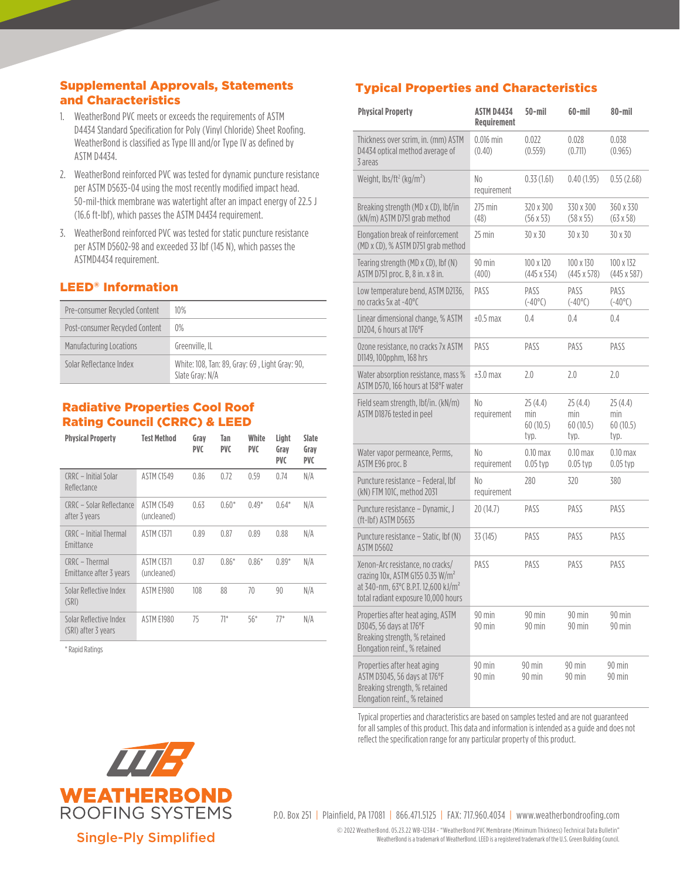## Supplemental Approvals, Statements and Characteristics

1. WeatherBond PVC meets or exceeds the requirements of ASTM D4434 Standard Specification for Poly (Vinyl Chloride) Sheet Roofing. WeatherBond is classified as Type III and/or Type IV as defined by ASTM D4434.
2. WeatherBond reinforced PVC was tested for dynamic puncture resistance per ASTM D5635-04 using the most recently modified impact head. 50-mil-thick membrane was watertight after an impact energy of 22.5 J (16.6 ft-lbf), which passes the ASTM D4434 requirement.
3. WeatherBond reinforced PVC was tested for static puncture resistance per ASTM D5602-98 and exceeded 33 lbf (145 N), which passes the ASTMD4434 requirement.

## LEED® Information

| | |
|---|---|
| Pre-consumer Recycled Content | 10% |
| Post-consumer Recycled Content | 0% |
| Manufacturing Locations | Greenville, IL |
| Solar Reflectance Index | White: 108, Tan: 89, Gray: 69 , Light Gray: 90, Slate Gray: N/A |

## Radiative Properties Cool Roof Rating Council (CRRC) & LEED

| Physical Property | Test Method | Gray PVC | Tan PVC | White PVC | Light Gray PVC | Slate Gray PVC |
|---|---|---|---|---|---|---|
| CRRC – Initial Solar Reflectance | ASTM C1549 | 0.86 | 0.72 | 0.59 | 0.74 | N/A |
| CRRC – Solar Reflectance after 3 years | ASTM C1549 (uncleaned) | 0.63 | 0.60* | 0.49* | 0.64* | N/A |
| CRRC – Initial Thermal Emittance | ASTM C1371 | 0.89 | 0.87 | 0.89 | 0.88 | N/A |
| CRRC – Thermal Emittance after 3 years | ASTM C1371 (uncleaned) | 0.87 | 0.86* | 0.86* | 0.89* | N/A |
| Solar Reflective Index (SRI) | ASTM E1980 | 108 | 88 | 70 | 90 | N/A |
| Solar Reflective Index (SRI) after 3 years | ASTM E1980 | 75 | 71* | 56* | 77* | N/A |

\* Rapid Ratings

## Typical Properties and Characteristics

| Physical Property | ASTM D4434 Requirement | 50-mil | 60-mil | 80-mil |
|---|---|---|---|---|
| Thickness over scrim, in. (mm) ASTM D4434 optical method average of 3 areas | 0.016 min (0.40) | 0.022 (0.559) | 0.028 (0.711) | 0.038 (0.965) |
| Weight, lbs/ft² (kg/m²) | No requirement | 0.33 (1.61) | 0.40 (1.95) | 0.55 (2.68) |
| Breaking strength (MD x CD), lbf/in (kN/m) ASTM D751 grab method | 275 min (48) | 320 x 300 (56 x 53) | 330 x 300 (58 x 55) | 360 x 330 (63 x 58) |
| Elongation break of reinforcement (MD x CD), % ASTM D751 grab method | 25 min | 30 x 30 | 30 x 30 | 30 x 30 |
| Tearing strength (MD x CD), lbf (N) ASTM D751 proc. B, 8 in. x 8 in. | 90 min (400) | 100 x 120 (445 x 534) | 100 x 130 (445 x 578) | 100 x 132 (445 x 587) |
| Low temperature bend, ASTM D2136, no cracks 5x at -40°C | PASS | PASS (-40°C) | PASS (-40°C) | PASS (-40°C) |
| Linear dimensional change, % ASTM D1204, 6 hours at 176°F | ±0.5 max | 0.4 | 0.4 | 0.4 |
| Ozone resistance, no cracks 7x ASTM D1149, 100pphm, 168 hrs | PASS | PASS | PASS | PASS |
| Water absorption resistance, mass % ASTM D570, 166 hours at 158°F water | ±3.0 max | 2.0 | 2.0 | 2.0 |
| Field seam strength, lbf/in. (kN/m) ASTM D1876 tested in peel | No requirement | 25 (4.4) min 60 (10.5) typ. | 25 (4.4) min 60 (10.5) typ. | 25 (4.4) min 60 (10.5) typ. |
| Water vapor permeance, Perms, ASTM E96 proc. B | No requirement | 0.10 max 0.05 typ | 0.10 max 0.05 typ | 0.10 max 0.05 typ |
| Puncture resistance – Federal, lbf (kN) FTM 101C, method 2031 | No requirement | 280 | 320 | 380 |
| Puncture resistance – Dynamic, J (ft-lbf) ASTM D5635 | 20 (14.7) | PASS | PASS | PASS |
| Puncture resistance – Static, lbf (N) ASTM D5602 | 33 (145) | PASS | PASS | PASS |
| Xenon-Arc resistance, no cracks/crazing 10x, ASTM G155 0.35 W/m² at 340-nm, 63°C B.P.T. 12,600 kJ/m² total radiant exposure 10,000 hours | PASS | PASS | PASS | PASS |
| Properties after heat aging, ASTM D3045, 56 days at 176°F Breaking strength, % retained Elongation reinf., % retained | 90 min 90 min | 90 min 90 min | 90 min 90 min | 90 min 90 min |
| Properties after heat aging ASTM D3045, 56 days at 176°F Breaking strength, % retained Elongation reinf., % retained | 90 min 90 min | 90 min 90 min | 90 min 90 min | 90 min 90 min |

Typical properties and characteristics are based on samples tested and are not guaranteed for all samples of this product. This data and information is intended as a guide and does not reflect the specification range for any particular property of this product.

WEATHERBOND ROOFING SYSTEMS

Single-Ply Simplified

P.O. Box 251 | Plainfield, PA 17081 | 866.471.5125 | FAX: 717.960.4034 | www.weatherbondroofing.com

© 2022 WeatherBond. 05.23.22 WB-12384 - "WeatherBond PVC Membrane (Minimum Thickness) Technical Data Bulletin"
WeatherBond is a trademark of WeatherBond. LEED is a registered trademark of the U.S. Green Building Council.